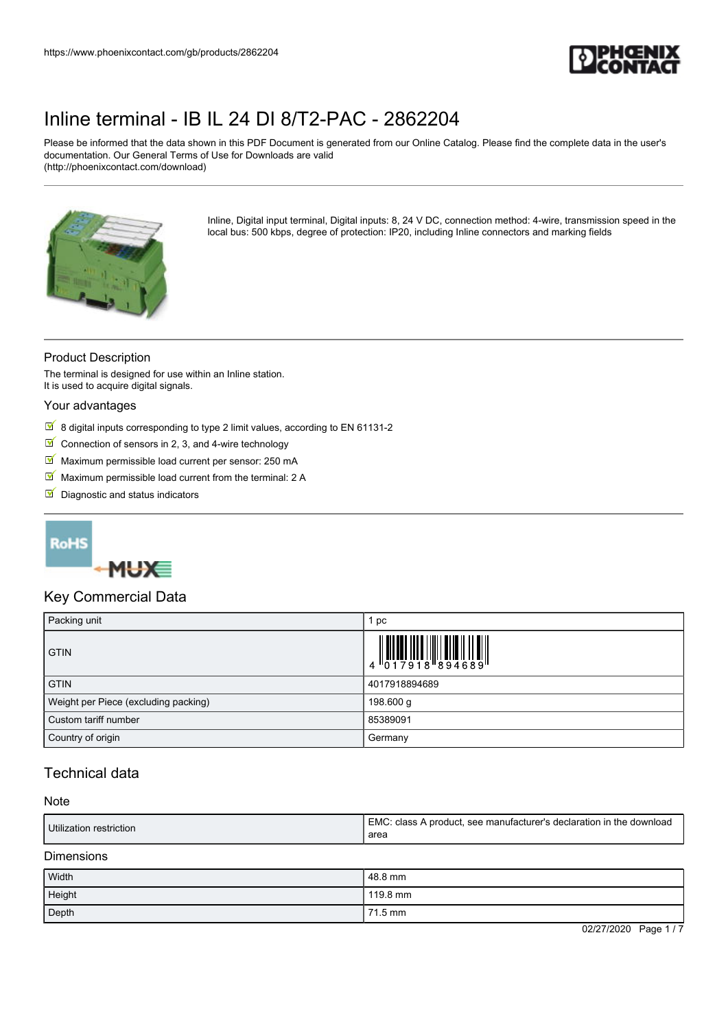# Inline terminal - IB IL 24 DI 8/T2-PAC - 2862204

Please be informed that the data shown in this PDF Document is generated from our Online Catalog. Please find the complete data in the user's documentation. Our General Terms of Use for Downloads are valid (http://phoenixcontact.com/download)

Inline, Digital input terminal, Digital inputs: 8, 24 V DC, connection method: 4-wire, transmission speed in the local bus: 500 kbps, degree of protection: IP20, including Inline connectors and marking fields

## Product Description

The terminal is designed for use within an Inline station.
It is used to acquire digital signals.

### Your advantages

- 8 digital inputs corresponding to type 2 limit values, according to EN 61131-2
- Connection of sensors in 2, 3, and 4-wire technology
- Maximum permissible load current per sensor: 250 mA
- Maximum permissible load current from the terminal: 2 A
- Diagnostic and status indicators

## Key Commercial Data

| Packing unit | 1 pc |
|---|---|
| GTIN | 4 017918 894689 |
| GTIN | 4017918894689 |
| Weight per Piece (excluding packing) | 198.600 g |
| Custom tariff number | 85389091 |
| Country of origin | Germany |

## Technical data

### Note

| Utilization restriction | EMC: class A product, see manufacturer's declaration in the download area |
|---|---|

### Dimensions

| Width | 48.8 mm |
|---|---|
| Height | 119.8 mm |
| Depth | 71.5 mm |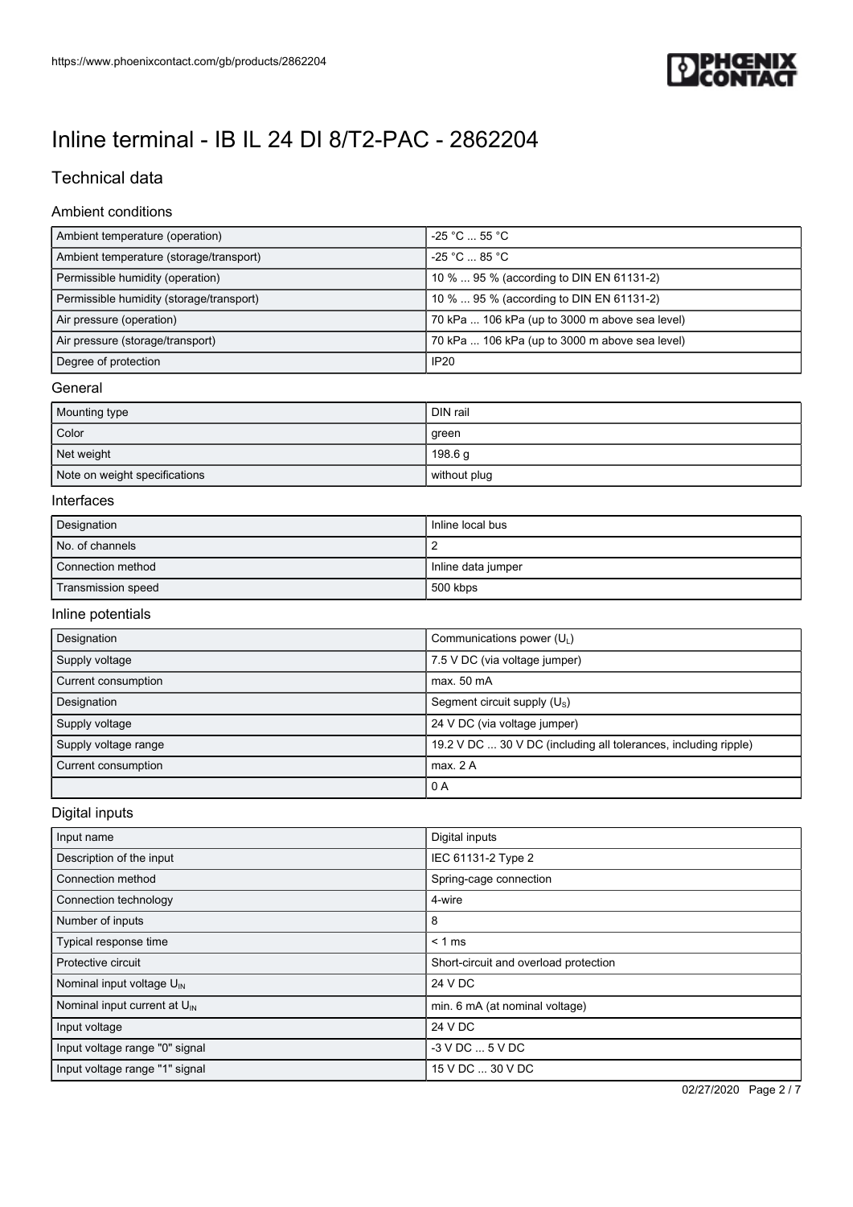# Inline terminal - IB IL 24 DI 8/T2-PAC - 2862204

## Technical data

### Ambient conditions

| | |
|---|---|
| Ambient temperature (operation) | -25 °C ... 55 °C |
| Ambient temperature (storage/transport) | -25 °C ... 85 °C |
| Permissible humidity (operation) | 10 % ... 95 % (according to DIN EN 61131-2) |
| Permissible humidity (storage/transport) | 10 % ... 95 % (according to DIN EN 61131-2) |
| Air pressure (operation) | 70 kPa ... 106 kPa (up to 3000 m above sea level) |
| Air pressure (storage/transport) | 70 kPa ... 106 kPa (up to 3000 m above sea level) |
| Degree of protection | IP20 |

### General

| | |
|---|---|
| Mounting type | DIN rail |
| Color | green |
| Net weight | 198.6 g |
| Note on weight specifications | without plug |

### Interfaces

| | |
|---|---|
| Designation | Inline local bus |
| No. of channels | 2 |
| Connection method | Inline data jumper |
| Transmission speed | 500 kbps |

### Inline potentials

| | |
|---|---|
| Designation | Communications power ($U_L$) |
| Supply voltage | 7.5 V DC (via voltage jumper) |
| Current consumption | max. 50 mA |
| Designation | Segment circuit supply ($U_S$) |
| Supply voltage | 24 V DC (via voltage jumper) |
| Supply voltage range | 19.2 V DC ... 30 V DC (including all tolerances, including ripple) |
| Current consumption | max. 2 A |
| | 0 A |

### Digital inputs

| | |
|---|---|
| Input name | Digital inputs |
| Description of the input | IEC 61131-2 Type 2 |
| Connection method | Spring-cage connection |
| Connection technology | 4-wire |
| Number of inputs | 8 |
| Typical response time | < 1 ms |
| Protective circuit | Short-circuit and overload protection |
| Nominal input voltage $U_{IN}$ | 24 V DC |
| Nominal input current at $U_{IN}$ | min. 6 mA (at nominal voltage) |
| Input voltage | 24 V DC |
| Input voltage range "0" signal | -3 V DC ... 5 V DC |
| Input voltage range "1" signal | 15 V DC ... 30 V DC |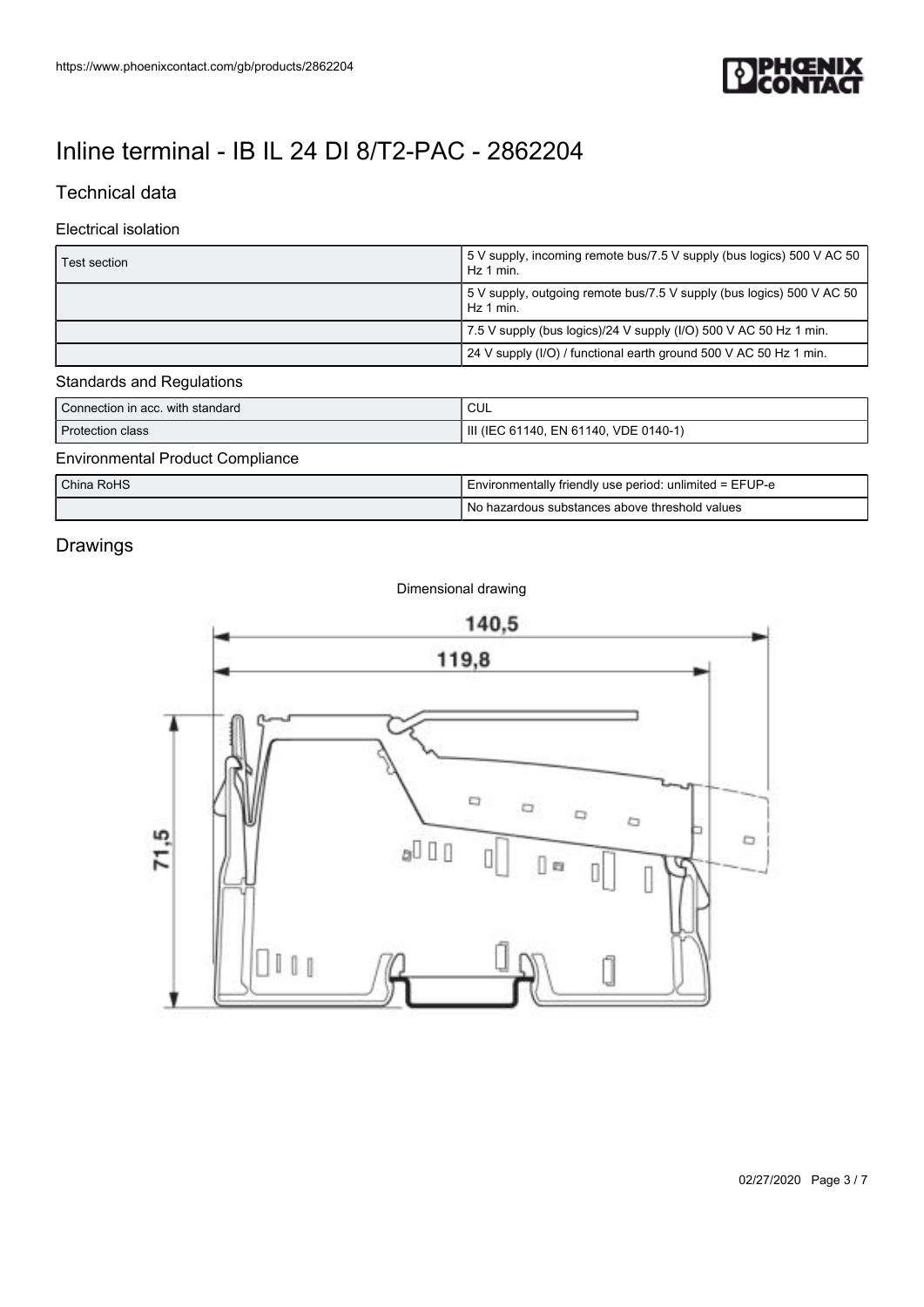# Inline terminal - IB IL 24 DI 8/T2-PAC - 2862204

## Technical data

### Electrical isolation

| | |
|---|---|
| Test section | 5 V supply, incoming remote bus/7.5 V supply (bus logics) 500 V AC 50 Hz 1 min. |
| | 5 V supply, outgoing remote bus/7.5 V supply (bus logics) 500 V AC 50 Hz 1 min. |
| | 7.5 V supply (bus logics)/24 V supply (I/O) 500 V AC 50 Hz 1 min. |
| | 24 V supply (I/O) / functional earth ground 500 V AC 50 Hz 1 min. |

### Standards and Regulations

| | |
|---|---|
| Connection in acc. with standard | CUL |
| Protection class | III (IEC 61140, EN 61140, VDE 0140-1) |

### Environmental Product Compliance

| | |
|---|---|
| China RoHS | Environmentally friendly use period: unlimited = EFUP-e |
| | No hazardous substances above threshold values |

## Drawings

Dimensional drawing

140,5

119,8

71,5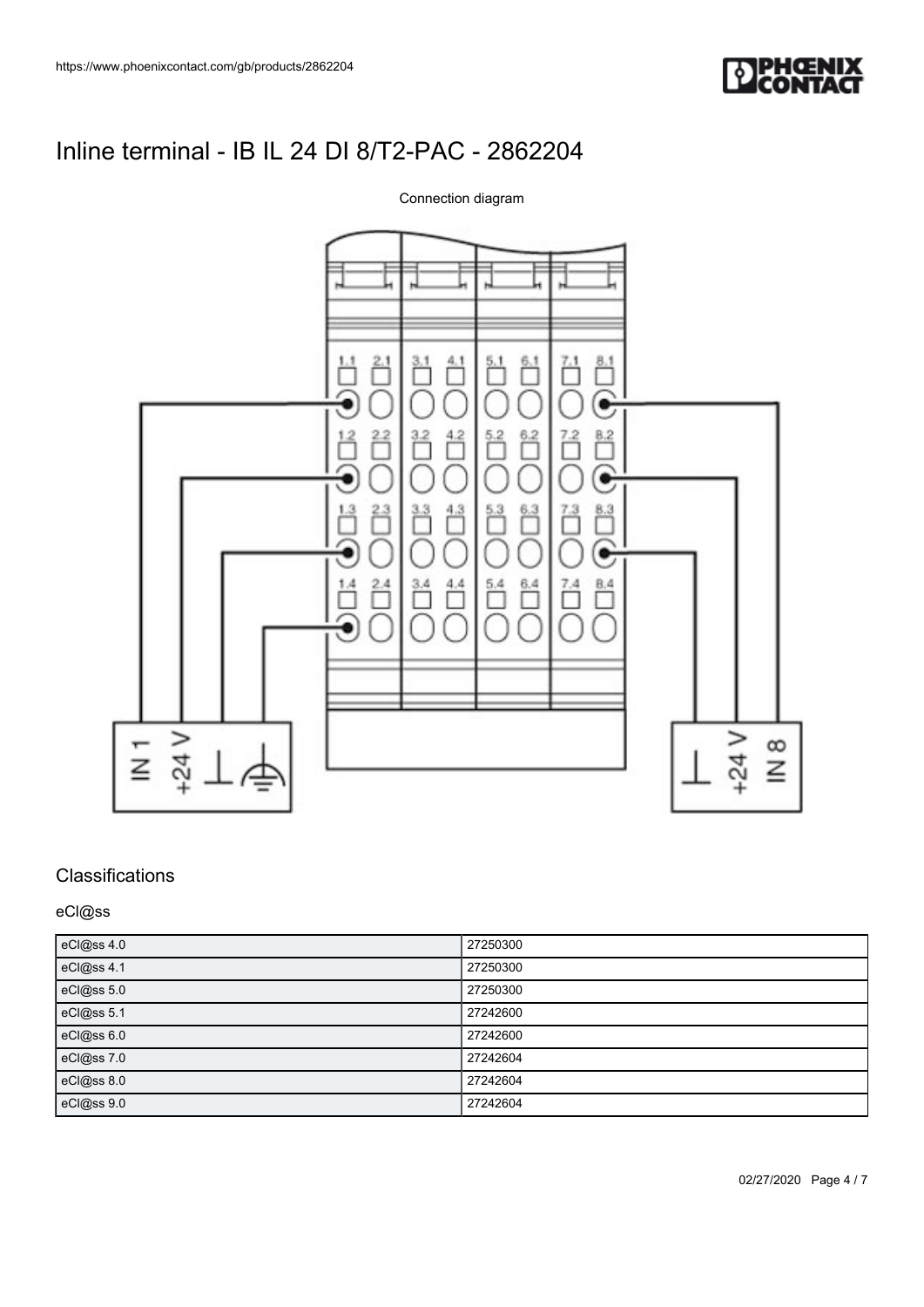# Inline terminal - IB IL 24 DI 8/T2-PAC - 2862204

Connection diagram

## Classifications

### eCl@ss

| eCl@ss 4.0 | 27250300 |
| --- | --- |
| eCl@ss 4.1 | 27250300 |
| eCl@ss 5.0 | 27250300 |
| eCl@ss 5.1 | 27242600 |
| eCl@ss 6.0 | 27242600 |
| eCl@ss 7.0 | 27242604 |
| eCl@ss 8.0 | 27242604 |
| eCl@ss 9.0 | 27242604 |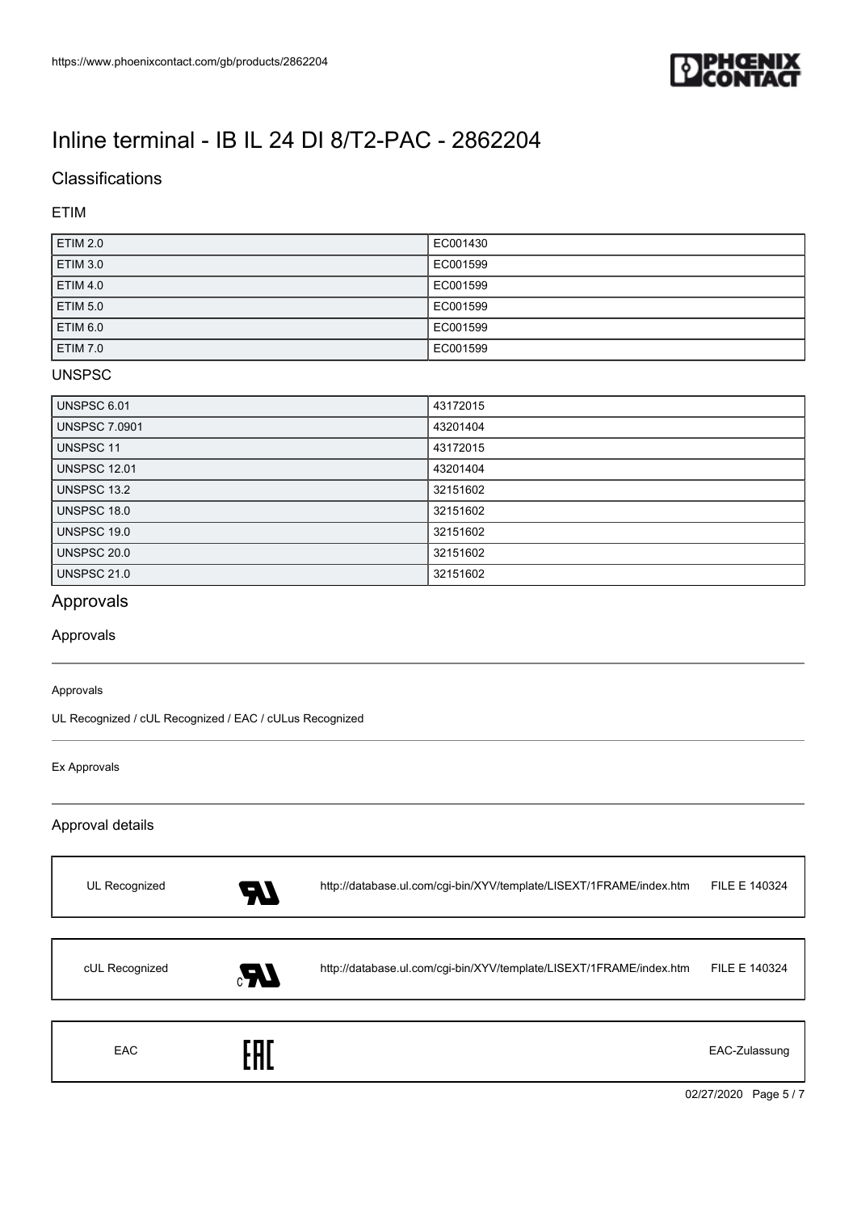# Inline terminal - IB IL 24 DI 8/T2-PAC - 2862204

## Classifications

### ETIM

| | |
|---|---|
| ETIM 2.0 | EC001430 |
| ETIM 3.0 | EC001599 |
| ETIM 4.0 | EC001599 |
| ETIM 5.0 | EC001599 |
| ETIM 6.0 | EC001599 |
| ETIM 7.0 | EC001599 |

### UNSPSC

| | |
|---|---|
| UNSPSC 6.01 | 43172015 |
| UNSPSC 7.0901 | 43201404 |
| UNSPSC 11 | 43172015 |
| UNSPSC 12.01 | 43201404 |
| UNSPSC 13.2 | 32151602 |
| UNSPSC 18.0 | 32151602 |
| UNSPSC 19.0 | 32151602 |
| UNSPSC 20.0 | 32151602 |
| UNSPSC 21.0 | 32151602 |

## Approvals

### Approvals

Approvals

UL Recognized / cUL Recognized / EAC / cULus Recognized

Ex Approvals

### Approval details

| | | |
|---|---|---|
| UL Recognized | http://database.ul.com/cgi-bin/XYV/template/LISEXT/1FRAME/index.htm | FILE E 140324 |
| cUL Recognized | http://database.ul.com/cgi-bin/XYV/template/LISEXT/1FRAME/index.htm | FILE E 140324 |
| EAC | | EAC-Zulassung |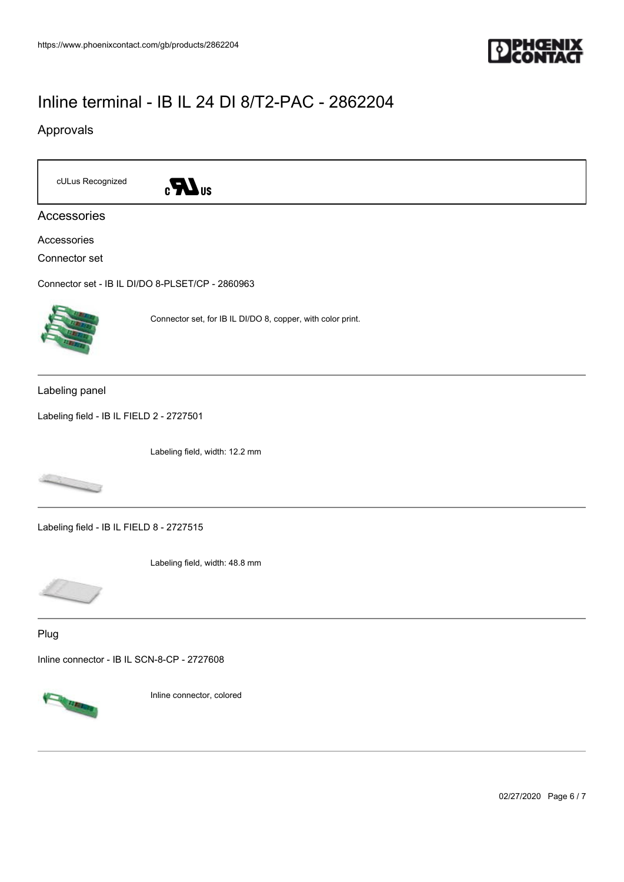# Inline terminal - IB IL 24 DI 8/T2-PAC - 2862204

## Approvals

| cULus Recognized | cULus |
| --- | --- |

## Accessories

### Accessories

#### Connector set

Connector set - IB IL DI/DO 8-PLSET/CP - 2860963

Connector set, for IB IL DI/DO 8, copper, with color print.

#### Labeling panel

Labeling field - IB IL FIELD 2 - 2727501

Labeling field, width: 12.2 mm

Labeling field - IB IL FIELD 8 - 2727515

Labeling field, width: 48.8 mm

#### Plug

Inline connector - IB IL SCN-8-CP - 2727608

Inline connector, colored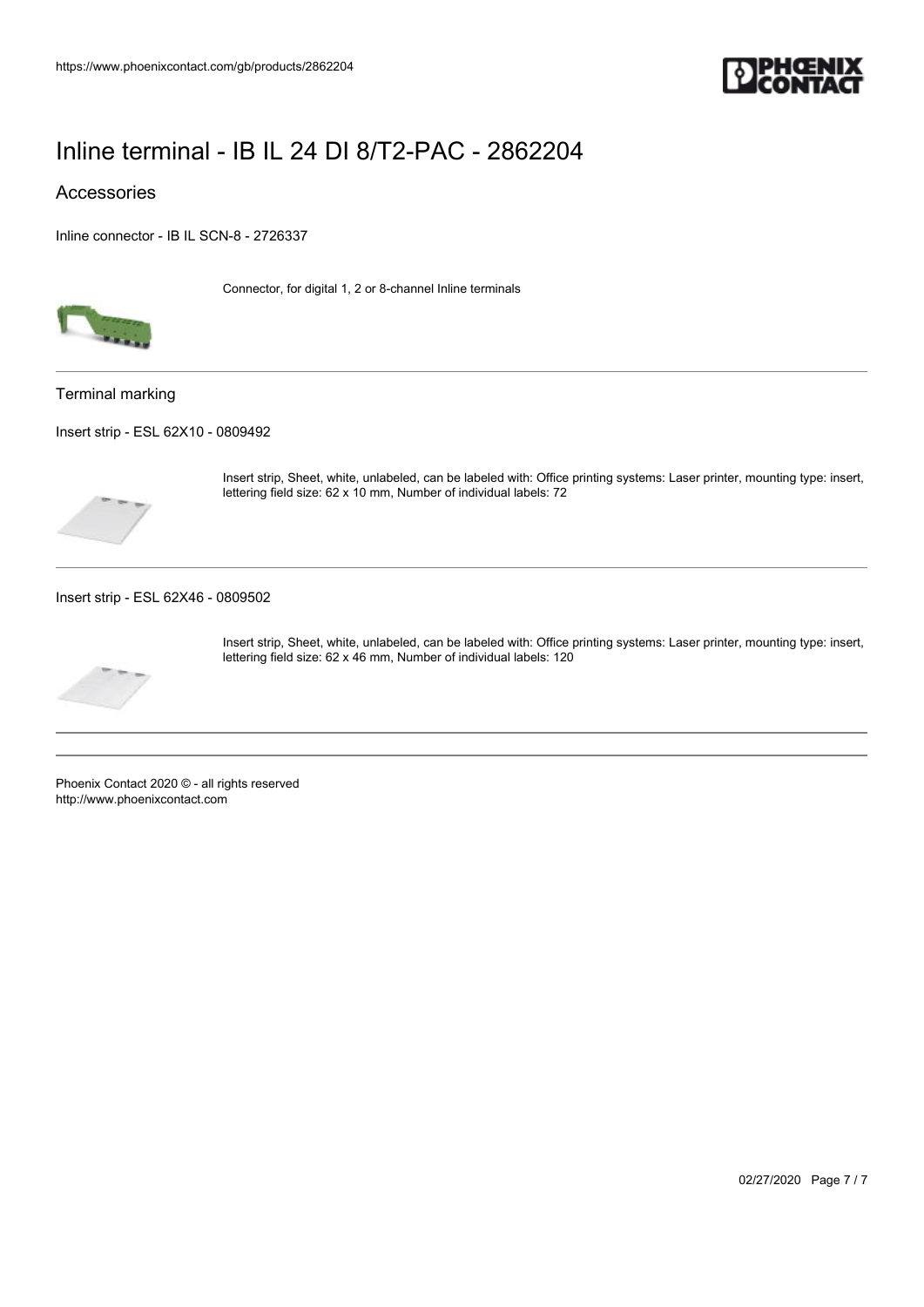# Inline terminal - IB IL 24 DI 8/T2-PAC - 2862204

## Accessories

Inline connector - IB IL SCN-8 - 2726337

Connector, for digital 1, 2 or 8-channel Inline terminals

### Terminal marking

Insert strip - ESL 62X10 - 0809492

Insert strip, Sheet, white, unlabeled, can be labeled with: Office printing systems: Laser printer, mounting type: insert, lettering field size: 62 x 10 mm, Number of individual labels: 72

Insert strip - ESL 62X46 - 0809502

Insert strip, Sheet, white, unlabeled, can be labeled with: Office printing systems: Laser printer, mounting type: insert, lettering field size: 62 x 46 mm, Number of individual labels: 120

Phoenix Contact 2020 © - all rights reserved
http://www.phoenixcontact.com